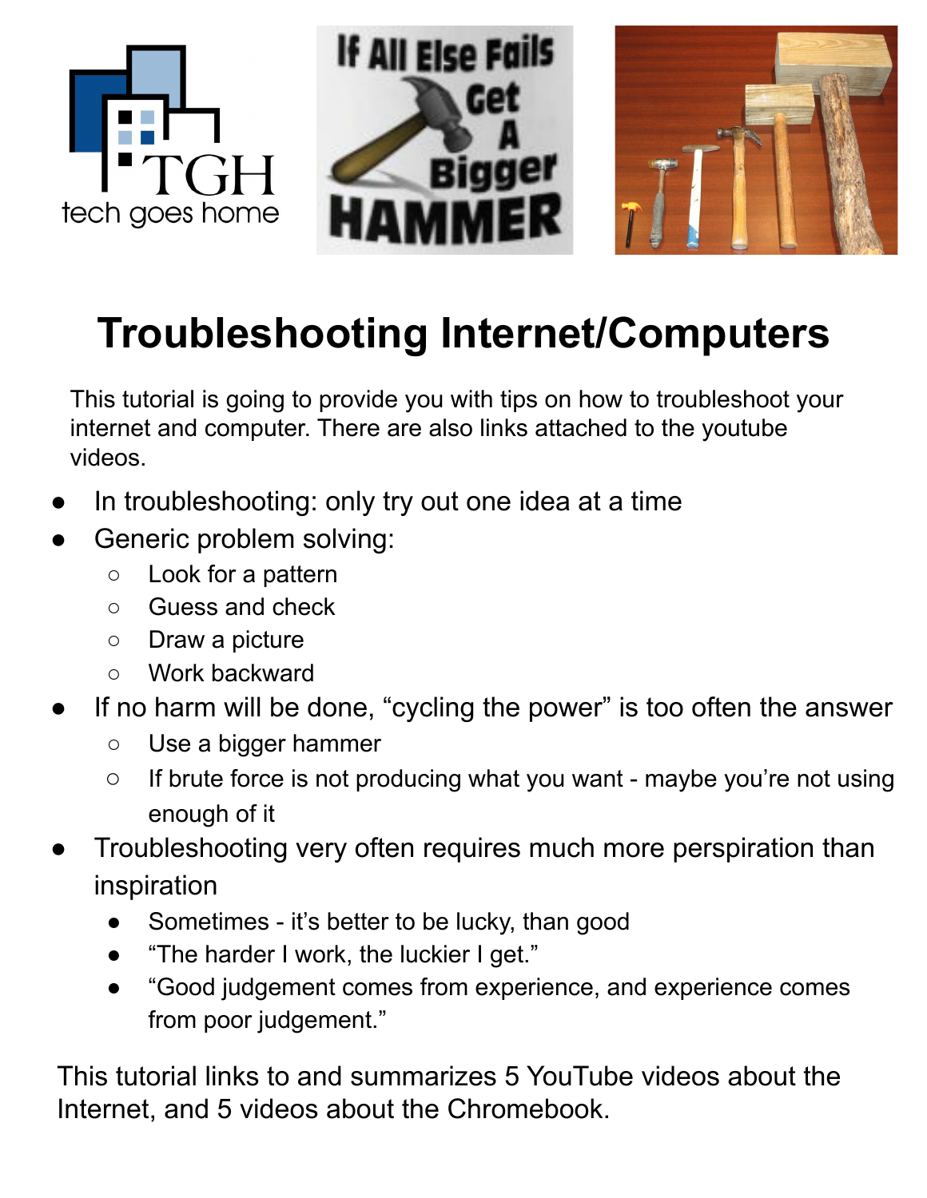# Troubleshooting Internet/Computers

This tutorial is going to provide you with tips on how to troubleshoot your internet and computer. There are also links attached to the youtube videos.

- In troubleshooting: only try out one idea at a time
- Generic problem solving:
  - Look for a pattern
  - Guess and check
  - Draw a picture
  - Work backward
- If no harm will be done, "cycling the power" is too often the answer
  - Use a bigger hammer
  - If brute force is not producing what you want - maybe you're not using enough of it
- Troubleshooting very often requires much more perspiration than inspiration
  - Sometimes - it's better to be lucky, than good
  - "The harder I work, the luckier I get."
  - "Good judgement comes from experience, and experience comes from poor judgement."

This tutorial links to and summarizes 5 YouTube videos about the Internet, and 5 videos about the Chromebook.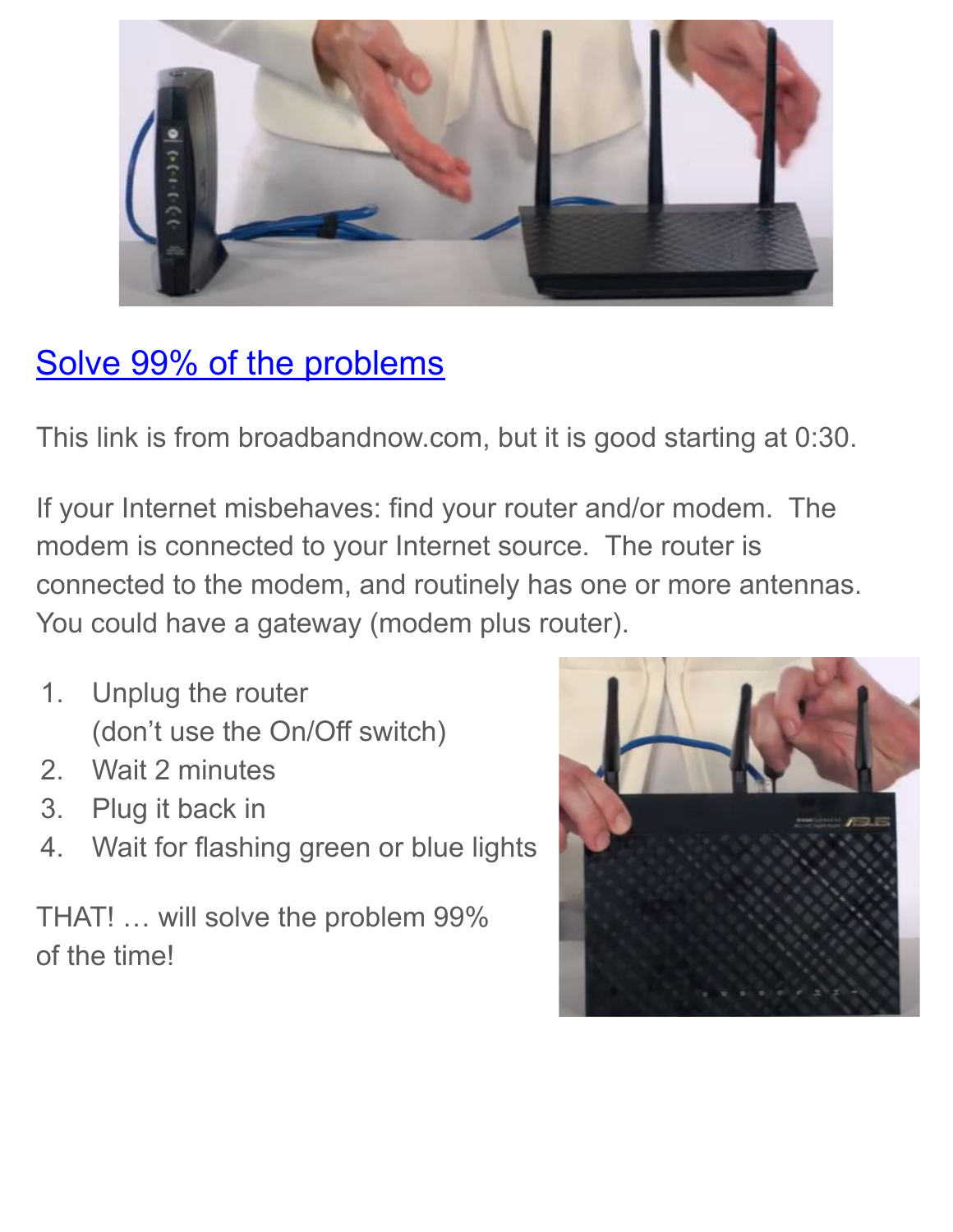[Solve 99% of the problems]

This link is from broadbandnow.com, but it is good starting at 0:30.

If your Internet misbehaves: find your router and/or modem. The modem is connected to your Internet source. The router is connected to the modem, and routinely has one or more antennas. You could have a gateway (modem plus router).

1. Unplug the router
   (don't use the On/Off switch)
2. Wait 2 minutes
3. Plug it back in
4. Wait for flashing green or blue lights

THAT! … will solve the problem 99% of the time!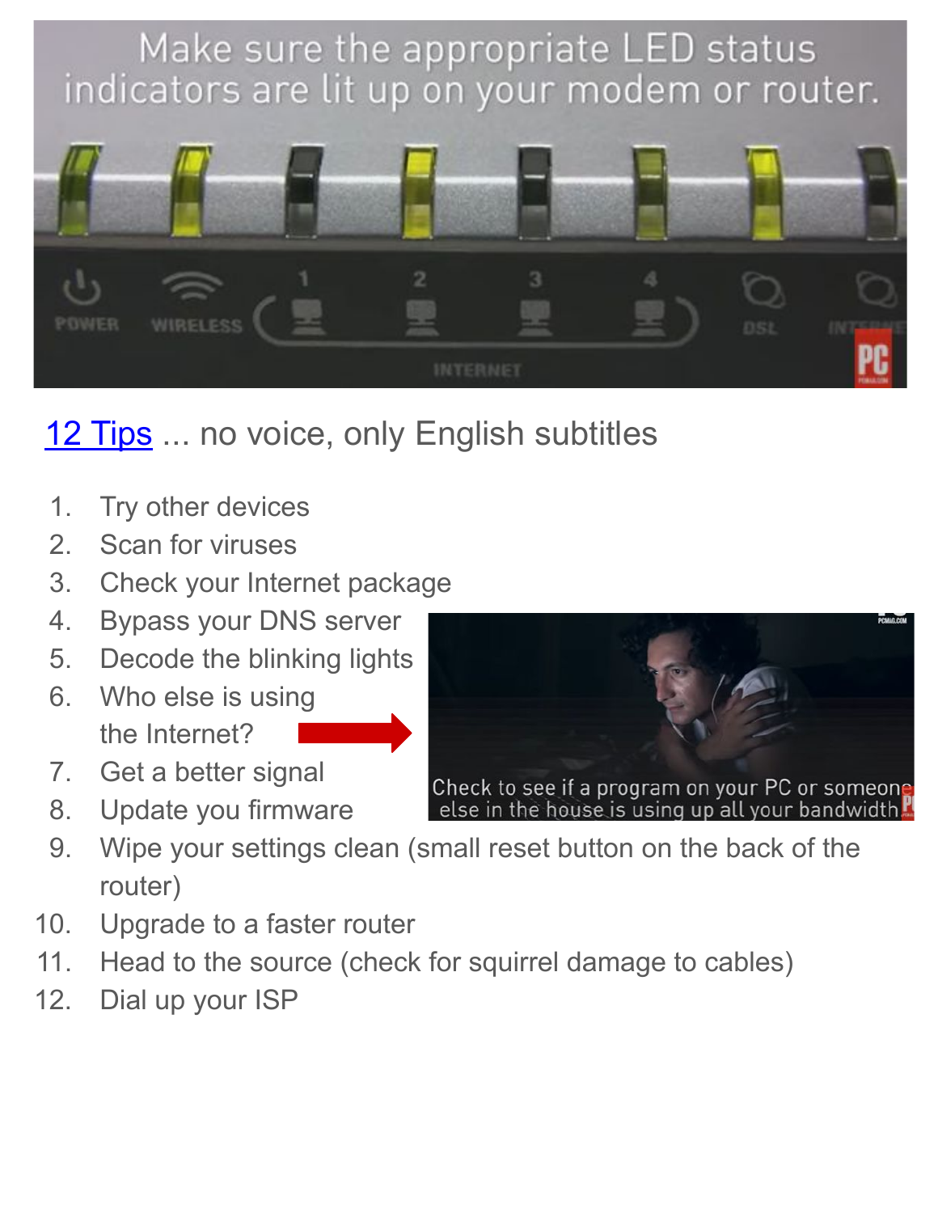[12 Tips](#) ... no voice, only English subtitles

1. Try other devices
2. Scan for viruses
3. Check your Internet package
4. Bypass your DNS server
5. Decode the blinking lights
6. Who else is using the Internet?
7. Get a better signal
8. Update you firmware
9. Wipe your settings clean (small reset button on the back of the router)
10. Upgrade to a faster router
11. Head to the source (check for squirrel damage to cables)
12. Dial up your ISP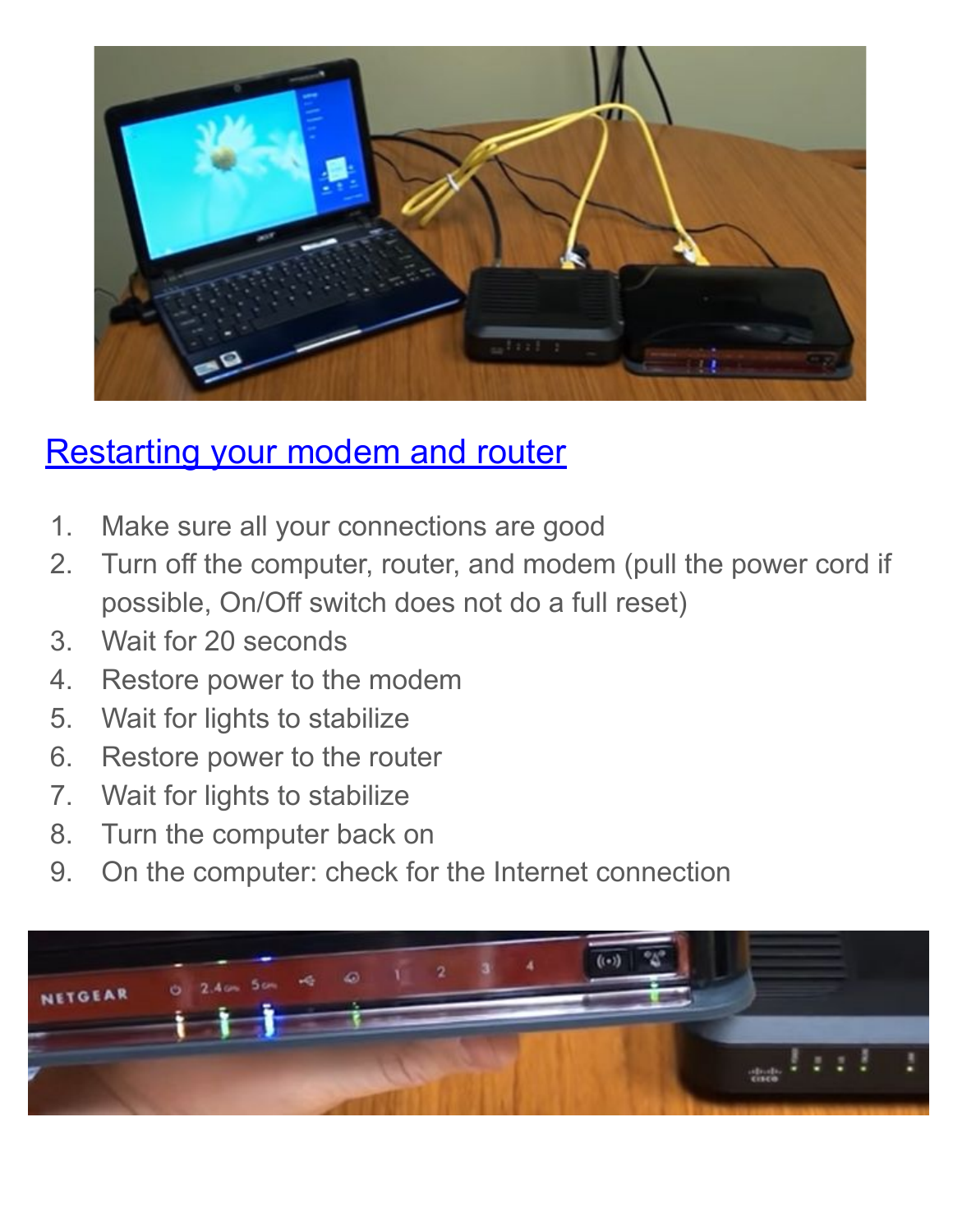## Restarting your modem and router

1. Make sure all your connections are good
2. Turn off the computer, router, and modem (pull the power cord if possible, On/Off switch does not do a full reset)
3. Wait for 20 seconds
4. Restore power to the modem
5. Wait for lights to stabilize
6. Restore power to the router
7. Wait for lights to stabilize
8. Turn the computer back on
9. On the computer: check for the Internet connection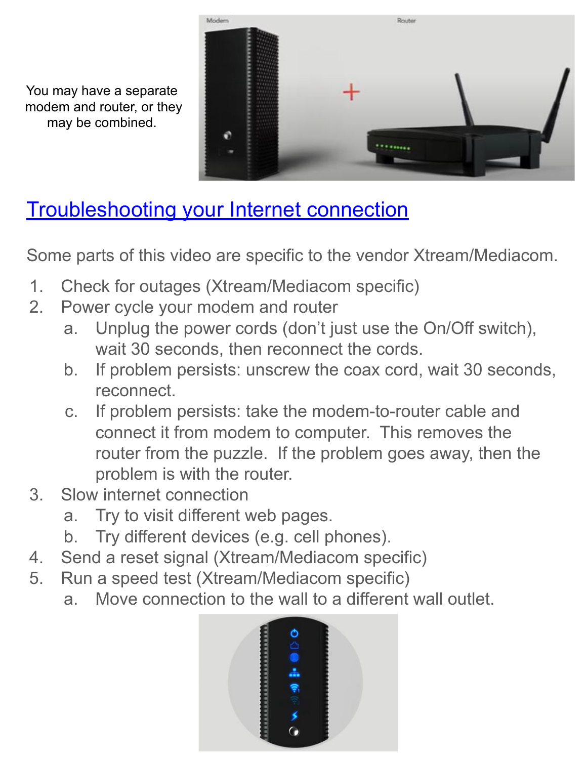You may have a separate modem and router, or they may be combined.

## Troubleshooting your Internet connection

Some parts of this video are specific to the vendor Xtream/Mediacom.

1. Check for outages (Xtream/Mediacom specific)
2. Power cycle your modem and router
   a. Unplug the power cords (don't just use the On/Off switch), wait 30 seconds, then reconnect the cords.
   b. If problem persists: unscrew the coax cord, wait 30 seconds, reconnect.
   c. If problem persists: take the modem-to-router cable and connect it from modem to computer. This removes the router from the puzzle. If the problem goes away, then the problem is with the router.
3. Slow internet connection
   a. Try to visit different web pages.
   b. Try different devices (e.g. cell phones).
4. Send a reset signal (Xtream/Mediacom specific)
5. Run a speed test (Xtream/Mediacom specific)
   a. Move connection to the wall to a different wall outlet.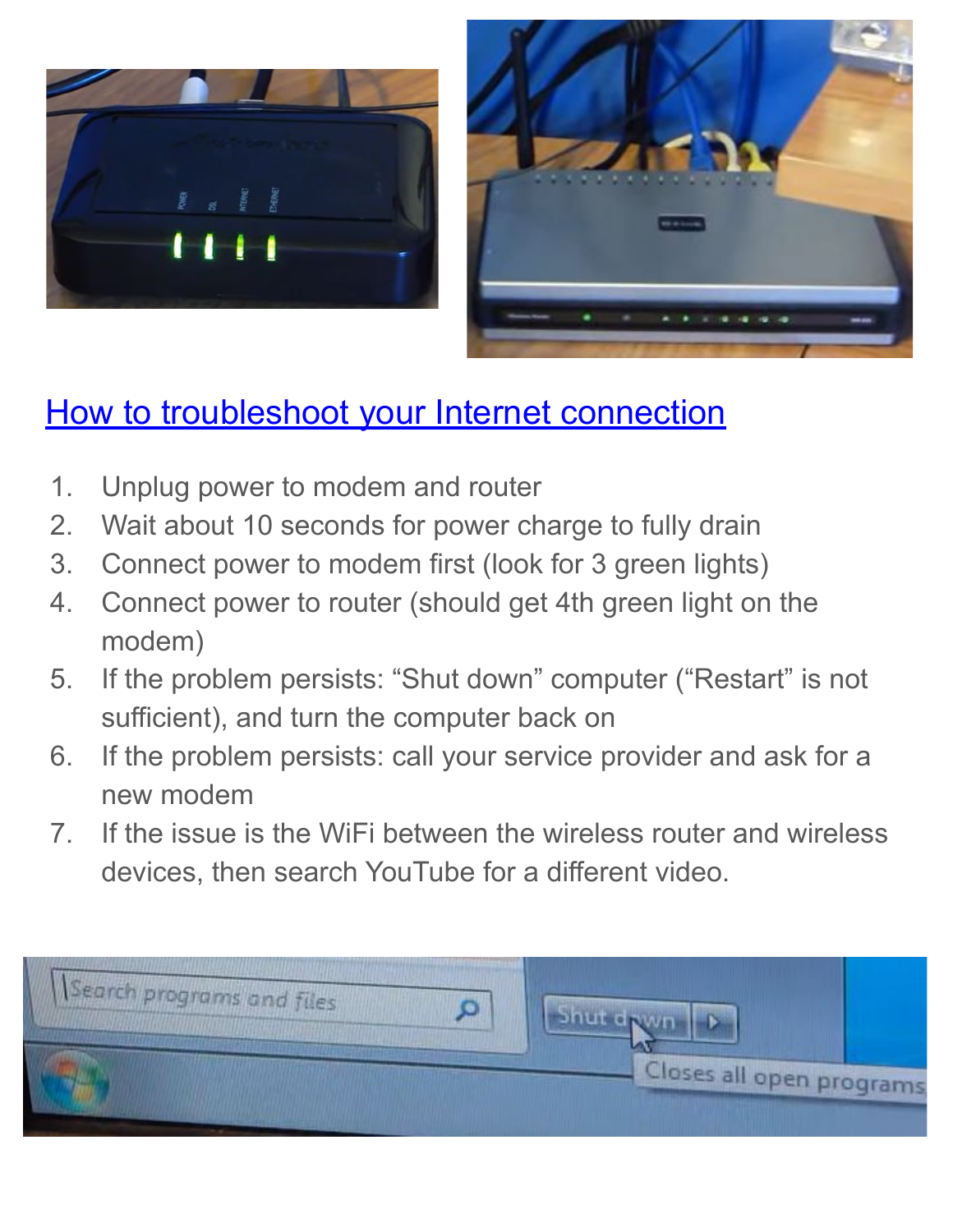## [How to troubleshoot your Internet connection]()

1. Unplug power to modem and router
2. Wait about 10 seconds for power charge to fully drain
3. Connect power to modem first (look for 3 green lights)
4. Connect power to router (should get 4th green light on the modem)
5. If the problem persists: "Shut down" computer ("Restart" is not sufficient), and turn the computer back on
6. If the problem persists: call your service provider and ask for a new modem
7. If the issue is the WiFi between the wireless router and wireless devices, then search YouTube for a different video.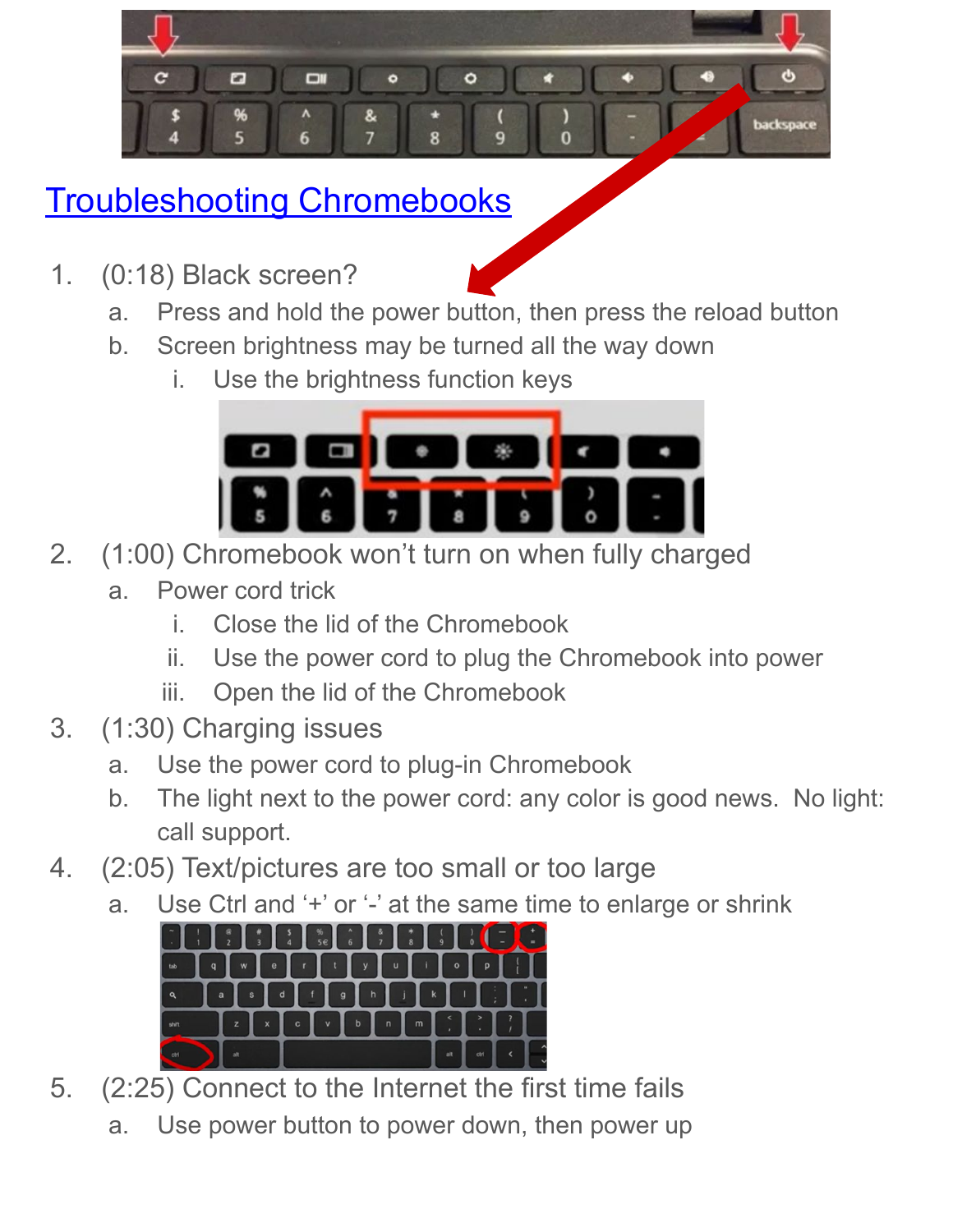# [Troubleshooting Chromebooks](#)

1. (0:18) Black screen?
   a. Press and hold the power button, then press the reload button
   b. Screen brightness may be turned all the way down
      i. Use the brightness function keys
2. (1:00) Chromebook won't turn on when fully charged
   a. Power cord trick
      i. Close the lid of the Chromebook
      ii. Use the power cord to plug the Chromebook into power
      iii. Open the lid of the Chromebook
3. (1:30) Charging issues
   a. Use the power cord to plug-in Chromebook
   b. The light next to the power cord: any color is good news. No light: call support.
4. (2:05) Text/pictures are too small or too large
   a. Use Ctrl and '+' or '-' at the same time to enlarge or shrink
5. (2:25) Connect to the Internet the first time fails
   a. Use power button to power down, then power up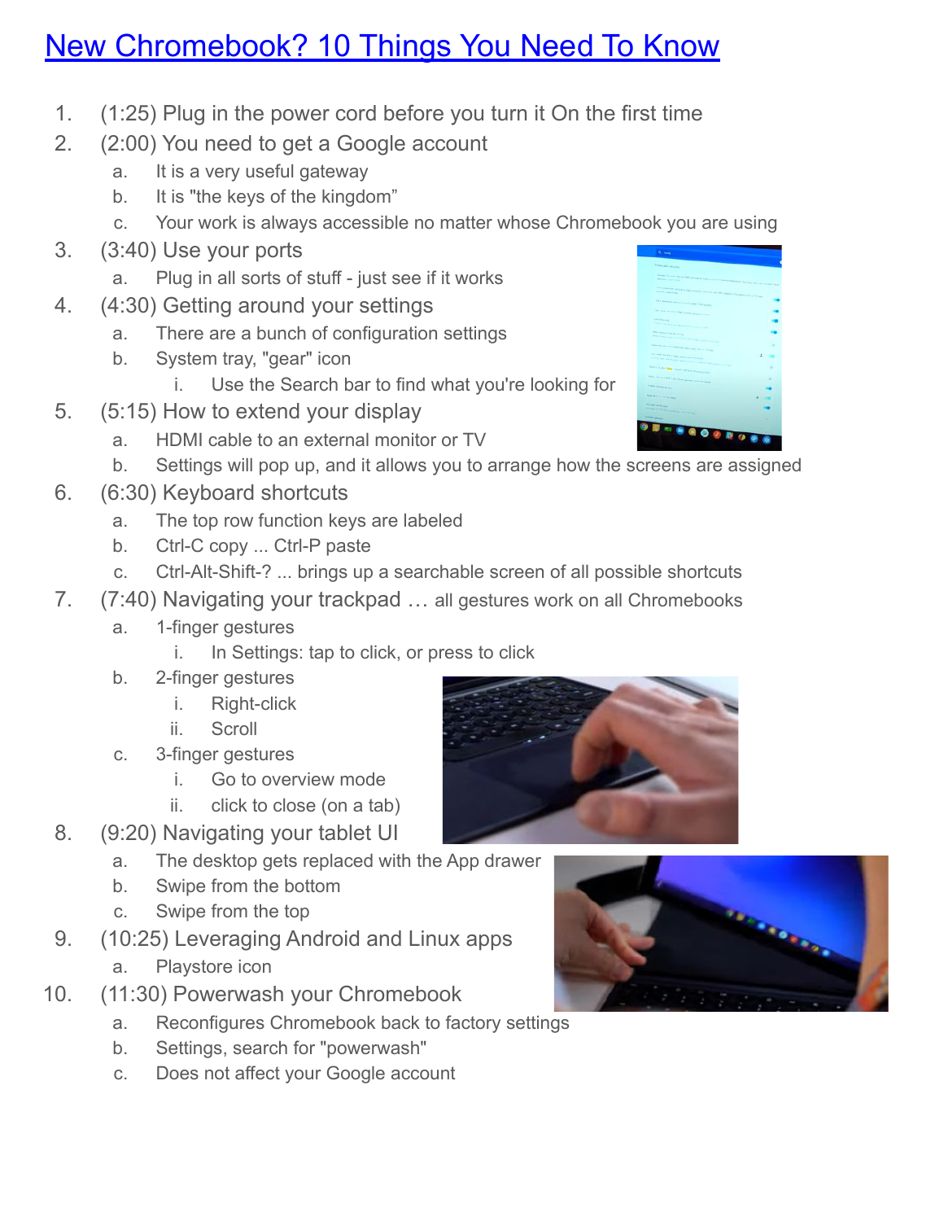# [New Chromebook? 10 Things You Need To Know]

1. (1:25) Plug in the power cord before you turn it On the first time
2. (2:00) You need to get a Google account
    a. It is a very useful gateway
    b. It is "the keys of the kingdom"
    c. Your work is always accessible no matter whose Chromebook you are using
3. (3:40) Use your ports
    a. Plug in all sorts of stuff - just see if it works
4. (4:30) Getting around your settings
    a. There are a bunch of configuration settings
    b. System tray, "gear" icon
        i. Use the Search bar to find what you're looking for
5. (5:15) How to extend your display
    a. HDMI cable to an external monitor or TV
    b. Settings will pop up, and it allows you to arrange how the screens are assigned
6. (6:30) Keyboard shortcuts
    a. The top row function keys are labeled
    b. Ctrl-C copy ... Ctrl-P paste
    c. Ctrl-Alt-Shift-? ... brings up a searchable screen of all possible shortcuts
7. (7:40) Navigating your trackpad … all gestures work on all Chromebooks
    a. 1-finger gestures
        i. In Settings: tap to click, or press to click
    b. 2-finger gestures
        i. Right-click
        ii. Scroll
    c. 3-finger gestures
        i. Go to overview mode
        ii. click to close (on a tab)
8. (9:20) Navigating your tablet UI
    a. The desktop gets replaced with the App drawer
    b. Swipe from the bottom
    c. Swipe from the top
9. (10:25) Leveraging Android and Linux apps
    a. Playstore icon
10. (11:30) Powerwash your Chromebook
    a. Reconfigures Chromebook back to factory settings
    b. Settings, search for "powerwash"
    c. Does not affect your Google account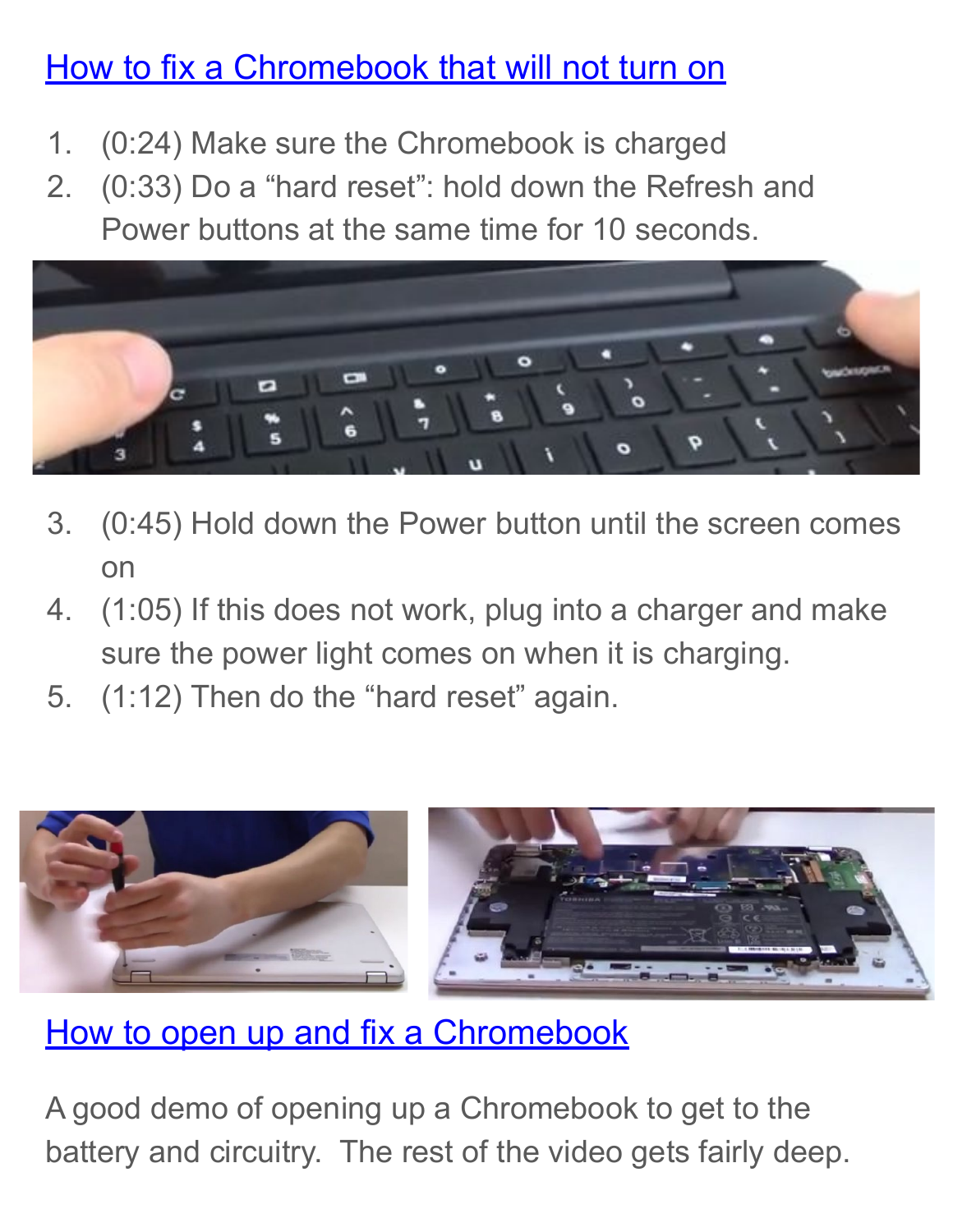## How to fix a Chromebook that will not turn on

1. (0:24) Make sure the Chromebook is charged
2. (0:33) Do a “hard reset”: hold down the Refresh and Power buttons at the same time for 10 seconds.
3. (0:45) Hold down the Power button until the screen comes on
4. (1:05) If this does not work, plug into a charger and make sure the power light comes on when it is charging.
5. (1:12) Then do the “hard reset” again.

## How to open up and fix a Chromebook

A good demo of opening up a Chromebook to get to the battery and circuitry. The rest of the video gets fairly deep.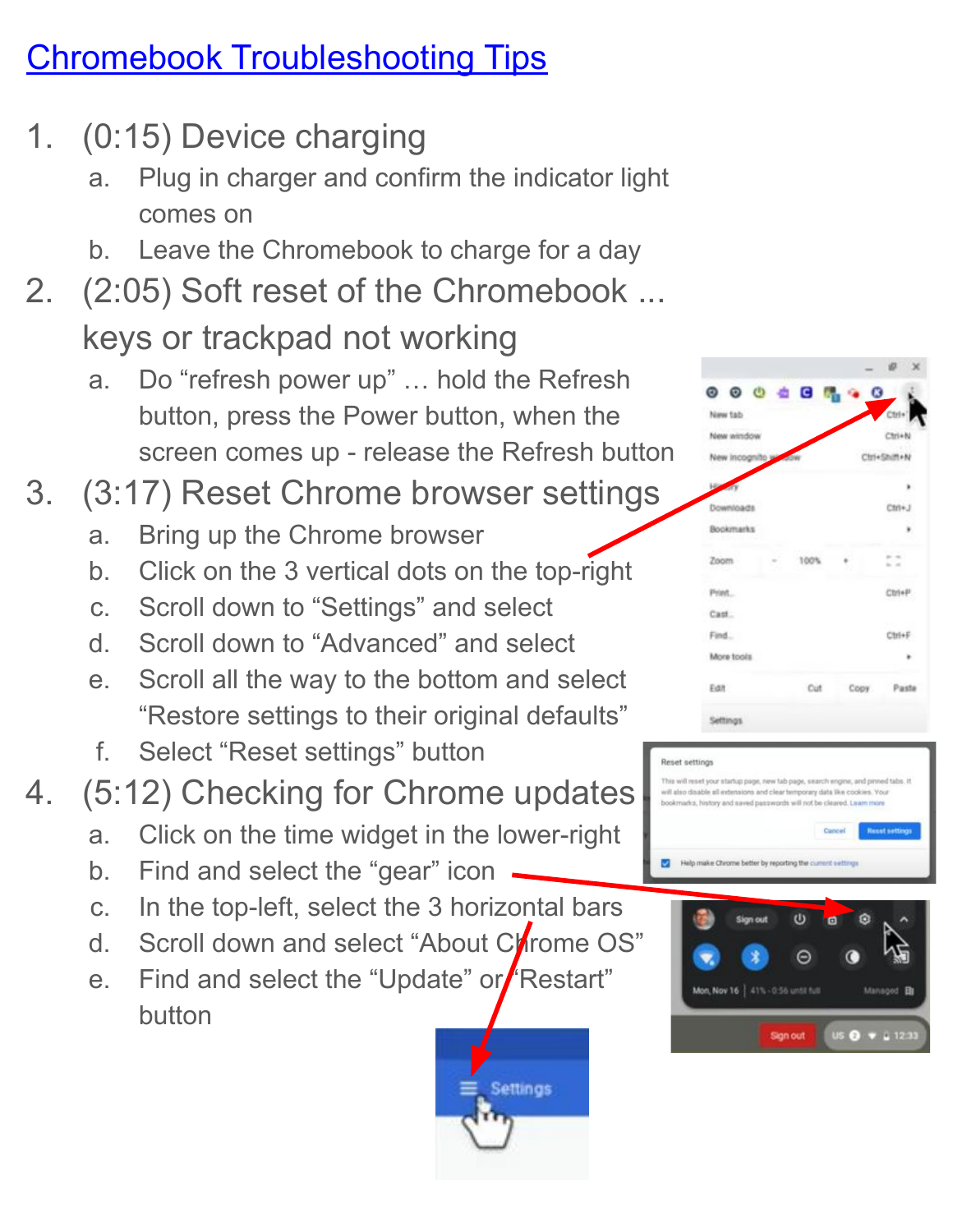# Chromebook Troubleshooting Tips

1. (0:15) Device charging
    a. Plug in charger and confirm the indicator light comes on
    b. Leave the Chromebook to charge for a day
2. (2:05) Soft reset of the Chromebook ... keys or trackpad not working
    a. Do "refresh power up" … hold the Refresh button, press the Power button, when the screen comes up - release the Refresh button
3. (3:17) Reset Chrome browser settings
    a. Bring up the Chrome browser
    b. Click on the 3 vertical dots on the top-right
    c. Scroll down to "Settings" and select
    d. Scroll down to "Advanced" and select
    e. Scroll all the way to the bottom and select "Restore settings to their original defaults"
    f. Select "Reset settings" button
4. (5:12) Checking for Chrome updates
    a. Click on the time widget in the lower-right
    b. Find and select the "gear" icon
    c. In the top-left, select the 3 horizontal bars
    d. Scroll down and select "About Chrome OS"
    e. Find and select the "Update" or "Restart" button